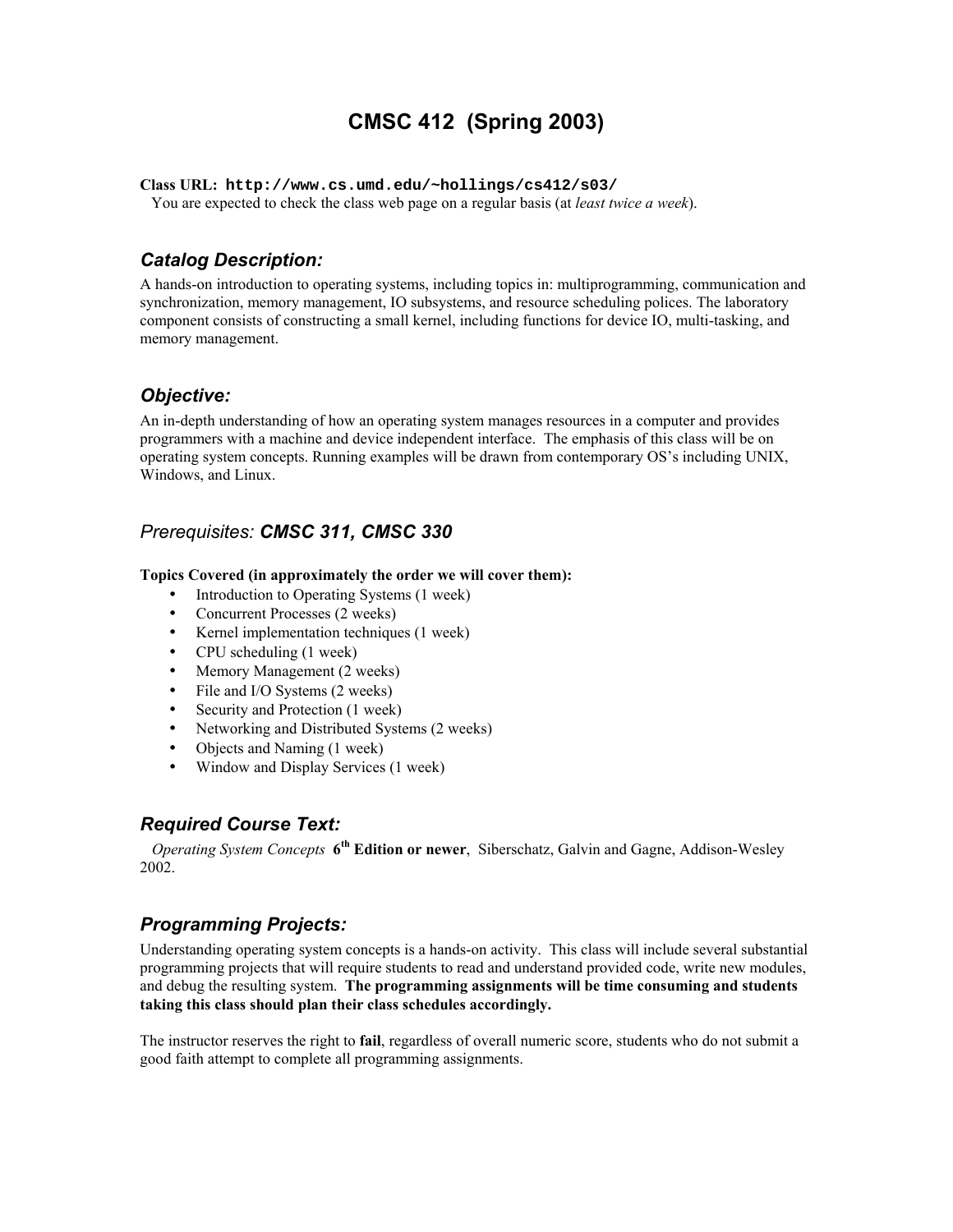# CMSC 412 (Spring 2003)

**Class URL:** **`http://www.cs.umd.edu/~hollings/cs412/s03/`**
You are expected to check the class web page on a regular basis (at *least twice a week*).

## *Catalog Description:*

A hands-on introduction to operating systems, including topics in: multiprogramming, communication and synchronization, memory management, IO subsystems, and resource scheduling polices. The laboratory component consists of constructing a small kernel, including functions for device IO, multi-tasking, and memory management.

## *Objective:*

An in-depth understanding of how an operating system manages resources in a computer and provides programmers with a machine and device independent interface. The emphasis of this class will be on operating system concepts. Running examples will be drawn from contemporary OS's including UNIX, Windows, and Linux.

## *Prerequisites: **CMSC 311, CMSC 330***

**Topics Covered (in approximately the order we will cover them):**

- Introduction to Operating Systems (1 week)
- Concurrent Processes (2 weeks)
- Kernel implementation techniques (1 week)
- CPU scheduling (1 week)
- Memory Management (2 weeks)
- File and I/O Systems (2 weeks)
- Security and Protection (1 week)
- Networking and Distributed Systems (2 weeks)
- Objects and Naming (1 week)
- Window and Display Services (1 week)

## *Required Course Text:*

*Operating System Concepts* **6th Edition or newer**, Siberschatz, Galvin and Gagne, Addison-Wesley 2002.

## *Programming Projects:*

Understanding operating system concepts is a hands-on activity. This class will include several substantial programming projects that will require students to read and understand provided code, write new modules, and debug the resulting system. **The programming assignments will be time consuming and students taking this class should plan their class schedules accordingly.**

The instructor reserves the right to **fail**, regardless of overall numeric score, students who do not submit a good faith attempt to complete all programming assignments.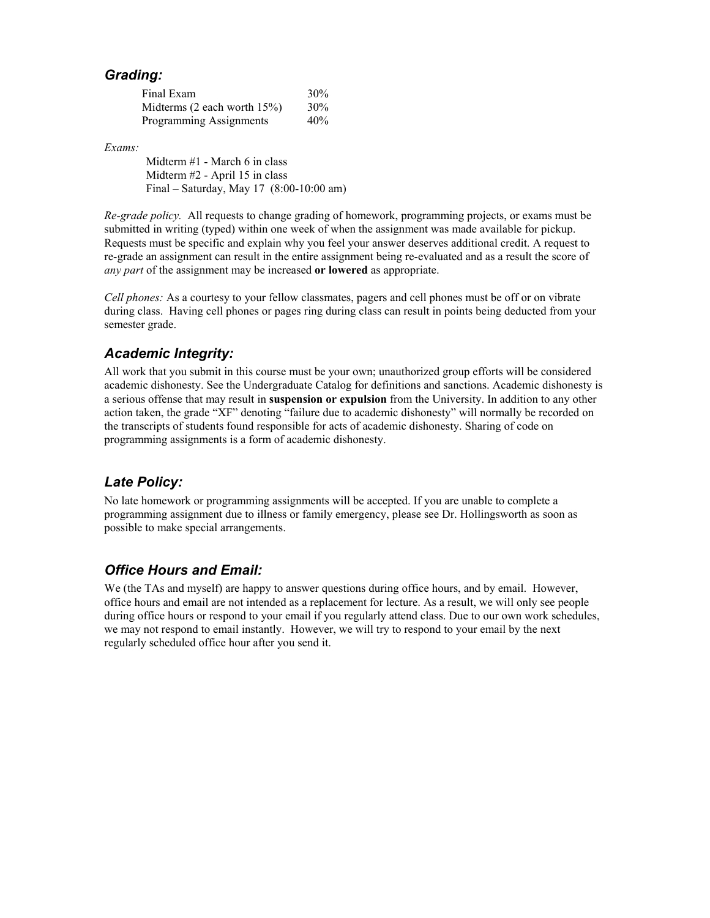## *Grading:*

| | |
|---|---|
| Final Exam | 30% |
| Midterms (2 each worth 15%) | 30% |
| Programming Assignments | 40% |

*Exams:*

Midterm #1 - March 6 in class
Midterm #2 - April 15 in class
Final – Saturday, May 17 (8:00-10:00 am)

*Re-grade policy.* All requests to change grading of homework, programming projects, or exams must be submitted in writing (typed) within one week of when the assignment was made available for pickup. Requests must be specific and explain why you feel your answer deserves additional credit. A request to re-grade an assignment can result in the entire assignment being re-evaluated and as a result the score of *any part* of the assignment may be increased **or lowered** as appropriate.

*Cell phones:* As a courtesy to your fellow classmates, pagers and cell phones must be off or on vibrate during class. Having cell phones or pages ring during class can result in points being deducted from your semester grade.

## *Academic Integrity:*

All work that you submit in this course must be your own; unauthorized group efforts will be considered academic dishonesty. See the Undergraduate Catalog for definitions and sanctions. Academic dishonesty is a serious offense that may result in **suspension or expulsion** from the University. In addition to any other action taken, the grade "XF" denoting "failure due to academic dishonesty" will normally be recorded on the transcripts of students found responsible for acts of academic dishonesty. Sharing of code on programming assignments is a form of academic dishonesty.

## *Late Policy:*

No late homework or programming assignments will be accepted. If you are unable to complete a programming assignment due to illness or family emergency, please see Dr. Hollingsworth as soon as possible to make special arrangements.

## *Office Hours and Email:*

We (the TAs and myself) are happy to answer questions during office hours, and by email. However, office hours and email are not intended as a replacement for lecture. As a result, we will only see people during office hours or respond to your email if you regularly attend class. Due to our own work schedules, we may not respond to email instantly. However, we will try to respond to your email by the next regularly scheduled office hour after you send it.